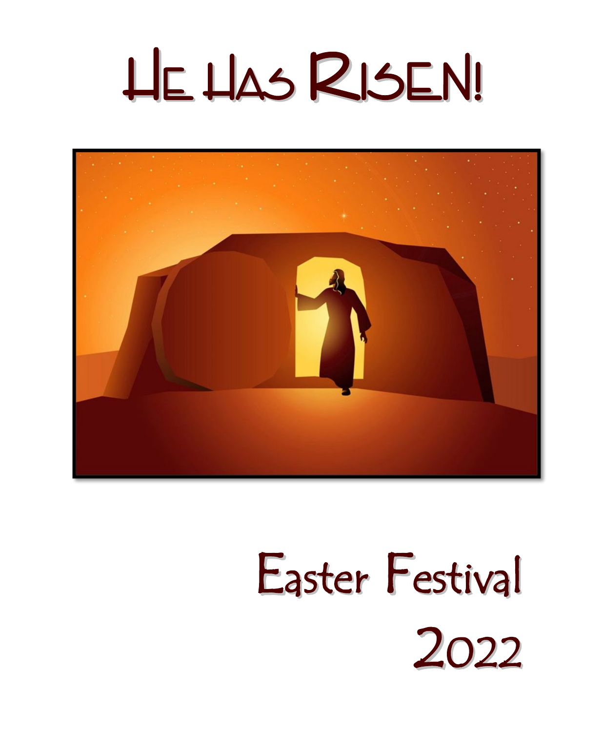# He Has Risen!

Easter Festival

2022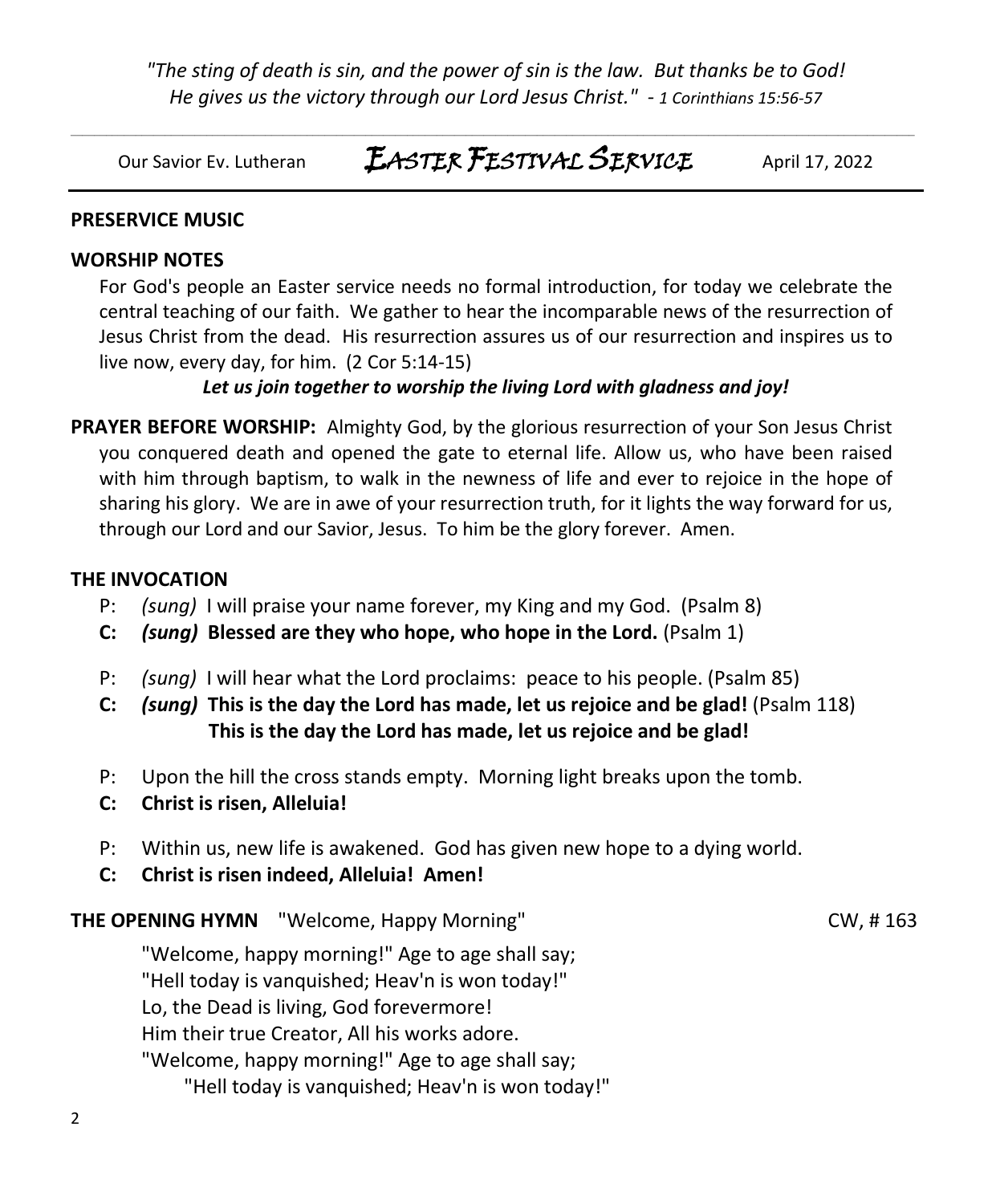*"The sting of death is sin, and the power of sin is the law. But thanks be to God! He gives us the victory through our Lord Jesus Christ."* - *1 Corinthians 15:56-57*

Our Savior Ev. Lutheran — **EASTER FESTIVAL SERVICE** — April 17, 2022

**PRESERVICE MUSIC**

**WORSHIP NOTES**

For God's people an Easter service needs no formal introduction, for today we celebrate the central teaching of our faith. We gather to hear the incomparable news of the resurrection of Jesus Christ from the dead. His resurrection assures us of our resurrection and inspires us to live now, every day, for him. (2 Cor 5:14-15)

***Let us join together to worship the living Lord with gladness and joy!***

**PRAYER BEFORE WORSHIP:** Almighty God, by the glorious resurrection of your Son Jesus Christ you conquered death and opened the gate to eternal life. Allow us, who have been raised with him through baptism, to walk in the newness of life and ever to rejoice in the hope of sharing his glory. We are in awe of your resurrection truth, for it lights the way forward for us, through our Lord and our Savior, Jesus. To him be the glory forever. Amen.

**THE INVOCATION**

P: *(sung)* I will praise your name forever, my King and my God. (Psalm 8)

**C: *(sung)* Blessed are they who hope, who hope in the Lord.** (Psalm 1)

P: *(sung)* I will hear what the Lord proclaims: peace to his people. (Psalm 85)

**C: *(sung)* This is the day the Lord has made, let us rejoice and be glad!** (Psalm 118)
**This is the day the Lord has made, let us rejoice and be glad!**

P: Upon the hill the cross stands empty. Morning light breaks upon the tomb.

**C: Christ is risen, Alleluia!**

P: Within us, new life is awakened. God has given new hope to a dying world.

**C: Christ is risen indeed, Alleluia! Amen!**

**THE OPENING HYMN** "Welcome, Happy Morning" CW, # 163

"Welcome, happy morning!" Age to age shall say;
"Hell today is vanquished; Heav'n is won today!"
Lo, the Dead is living, God forevermore!
Him their true Creator, All his works adore.
"Welcome, happy morning!" Age to age shall say;
"Hell today is vanquished; Heav'n is won today!"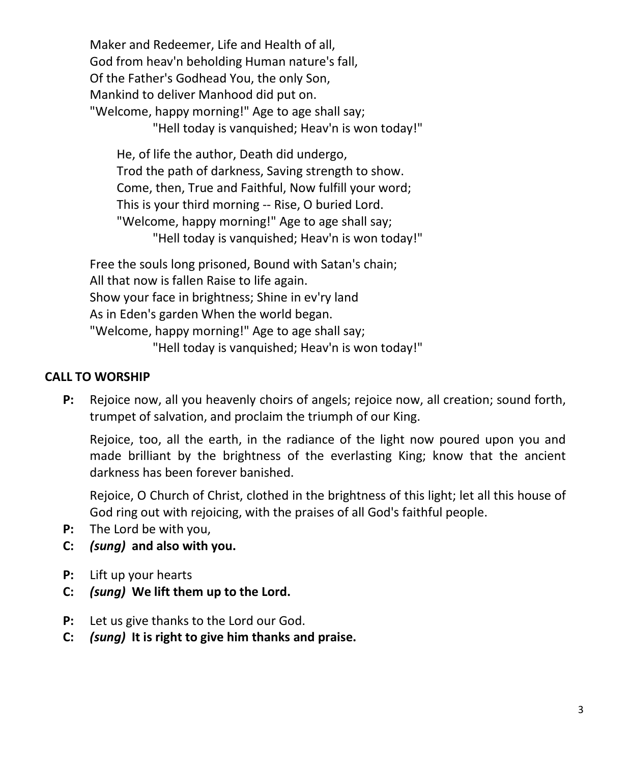Maker and Redeemer, Life and Health of all,
God from heav'n beholding Human nature's fall,
Of the Father's Godhead You, the only Son,
Mankind to deliver Manhood did put on.
"Welcome, happy morning!" Age to age shall say;
"Hell today is vanquished; Heav'n is won today!"

He, of life the author, Death did undergo,
Trod the path of darkness, Saving strength to show.
Come, then, True and Faithful, Now fulfill your word;
This is your third morning -- Rise, O buried Lord.
"Welcome, happy morning!" Age to age shall say;
"Hell today is vanquished; Heav'n is won today!"

Free the souls long prisoned, Bound with Satan's chain;
All that now is fallen Raise to life again.
Show your face in brightness; Shine in ev'ry land
As in Eden's garden When the world began.
"Welcome, happy morning!" Age to age shall say;
"Hell today is vanquished; Heav'n is won today!"

**CALL TO WORSHIP**

**P:** Rejoice now, all you heavenly choirs of angels; rejoice now, all creation; sound forth, trumpet of salvation, and proclaim the triumph of our King.

Rejoice, too, all the earth, in the radiance of the light now poured upon you and made brilliant by the brightness of the everlasting King; know that the ancient darkness has been forever banished.

Rejoice, O Church of Christ, clothed in the brightness of this light; let all this house of God ring out with rejoicing, with the praises of all God's faithful people.

**P:** The Lord be with you,
**C:** ***(sung)*** **and also with you.**

**P:** Lift up your hearts
**C:** ***(sung)*** **We lift them up to the Lord.**

**P:** Let us give thanks to the Lord our God.
**C:** ***(sung)*** **It is right to give him thanks and praise.**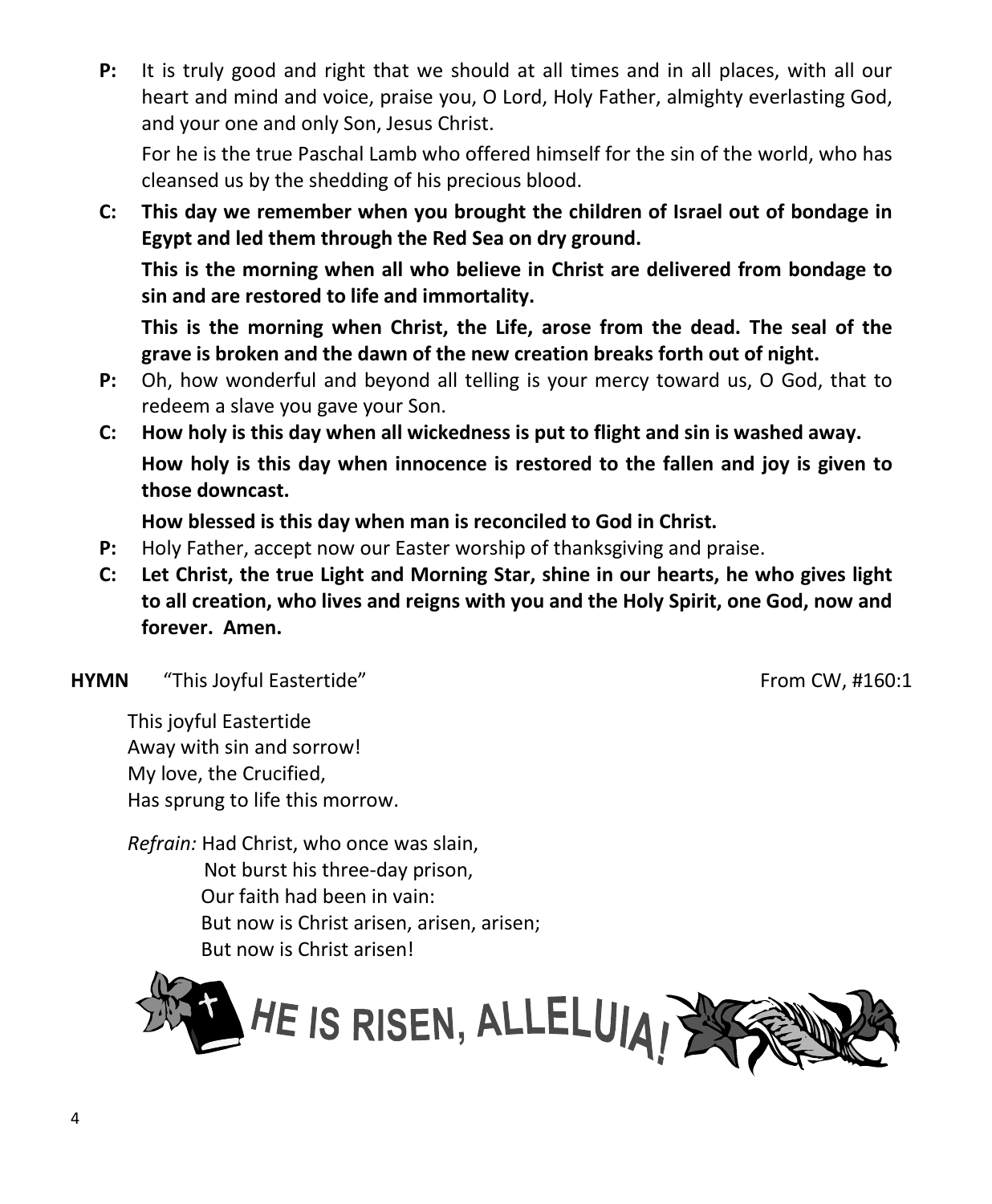**P:** It is truly good and right that we should at all times and in all places, with all our heart and mind and voice, praise you, O Lord, Holy Father, almighty everlasting God, and your one and only Son, Jesus Christ.

For he is the true Paschal Lamb who offered himself for the sin of the world, who has cleansed us by the shedding of his precious blood.

**C: This day we remember when you brought the children of Israel out of bondage in Egypt and led them through the Red Sea on dry ground.**

**This is the morning when all who believe in Christ are delivered from bondage to sin and are restored to life and immortality.**

**This is the morning when Christ, the Life, arose from the dead. The seal of the grave is broken and the dawn of the new creation breaks forth out of night.**

**P:** Oh, how wonderful and beyond all telling is your mercy toward us, O God, that to redeem a slave you gave your Son.

**C: How holy is this day when all wickedness is put to flight and sin is washed away.**

**How holy is this day when innocence is restored to the fallen and joy is given to those downcast.**

**How blessed is this day when man is reconciled to God in Christ.**

**P:** Holy Father, accept now our Easter worship of thanksgiving and praise.

**C: Let Christ, the true Light and Morning Star, shine in our hearts, he who gives light to all creation, who lives and reigns with you and the Holy Spirit, one God, now and forever. Amen.**

**HYMN** "This Joyful Eastertide" From CW, #160:1

This joyful Eastertide
Away with sin and sorrow!
My love, the Crucified,
Has sprung to life this morrow.

*Refrain:* Had Christ, who once was slain,
Not burst his three-day prison,
Our faith had been in vain:
But now is Christ arisen, arisen, arisen;
But now is Christ arisen!

HE IS RISEN, ALLELUIA!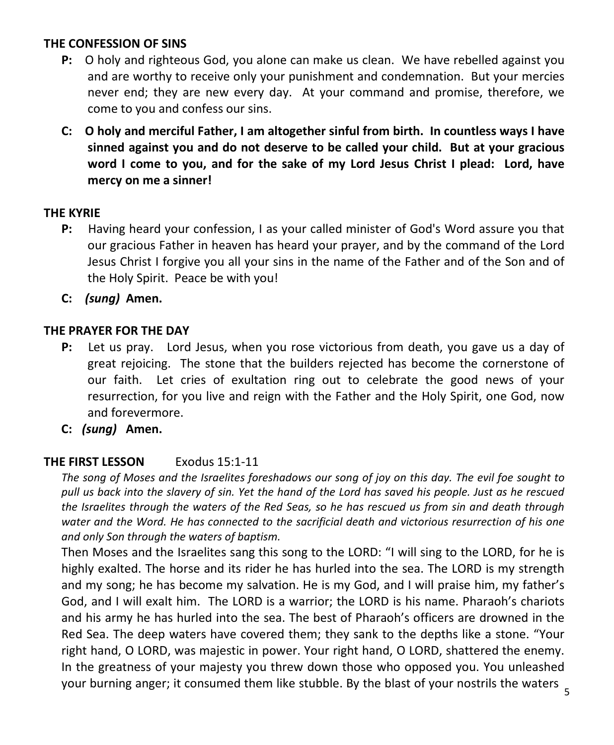**THE CONFESSION OF SINS**

**P:** O holy and righteous God, you alone can make us clean. We have rebelled against you and are worthy to receive only your punishment and condemnation. But your mercies never end; they are new every day. At your command and promise, therefore, we come to you and confess our sins.

**C: O holy and merciful Father, I am altogether sinful from birth. In countless ways I have sinned against you and do not deserve to be called your child. But at your gracious word I come to you, and for the sake of my Lord Jesus Christ I plead: Lord, have mercy on me a sinner!**

**THE KYRIE**

**P:** Having heard your confession, I as your called minister of God's Word assure you that our gracious Father in heaven has heard your prayer, and by the command of the Lord Jesus Christ I forgive you all your sins in the name of the Father and of the Son and of the Holy Spirit. Peace be with you!

**C:** ***(sung)*** **Amen.**

**THE PRAYER FOR THE DAY**

**P:** Let us pray. Lord Jesus, when you rose victorious from death, you gave us a day of great rejoicing. The stone that the builders rejected has become the cornerstone of our faith. Let cries of exultation ring out to celebrate the good news of your resurrection, for you live and reign with the Father and the Holy Spirit, one God, now and forevermore.

**C:** ***(sung)*** **Amen.**

**THE FIRST LESSON** Exodus 15:1-11

*The song of Moses and the Israelites foreshadows our song of joy on this day. The evil foe sought to pull us back into the slavery of sin. Yet the hand of the Lord has saved his people. Just as he rescued the Israelites through the waters of the Red Seas, so he has rescued us from sin and death through water and the Word. He has connected to the sacrificial death and victorious resurrection of his one and only Son through the waters of baptism.*

Then Moses and the Israelites sang this song to the LORD: "I will sing to the LORD, for he is highly exalted. The horse and its rider he has hurled into the sea. The LORD is my strength and my song; he has become my salvation. He is my God, and I will praise him, my father's God, and I will exalt him. The LORD is a warrior; the LORD is his name. Pharaoh's chariots and his army he has hurled into the sea. The best of Pharaoh's officers are drowned in the Red Sea. The deep waters have covered them; they sank to the depths like a stone. "Your right hand, O LORD, was majestic in power. Your right hand, O LORD, shattered the enemy. In the greatness of your majesty you threw down those who opposed you. You unleashed your burning anger; it consumed them like stubble. By the blast of your nostrils the waters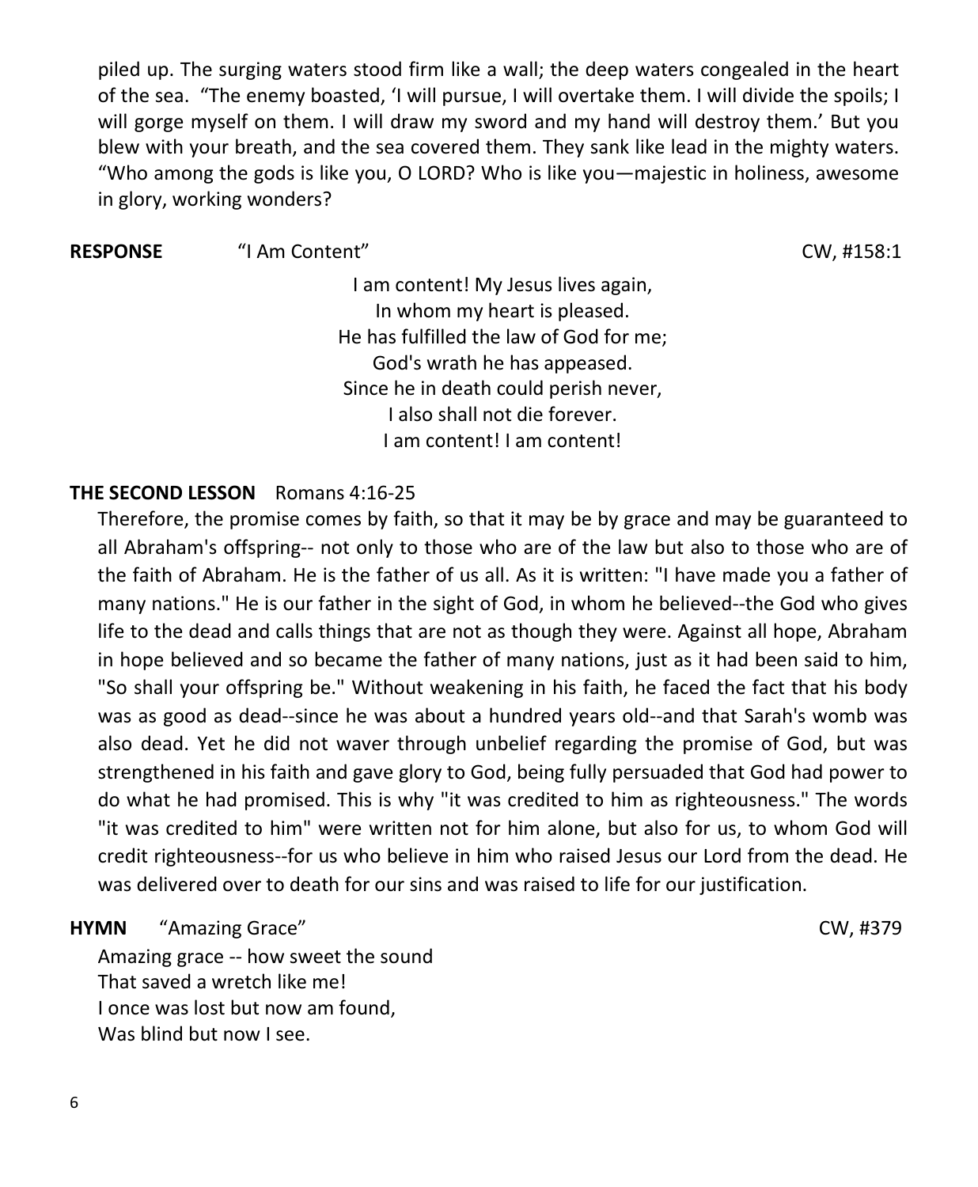piled up. The surging waters stood firm like a wall; the deep waters congealed in the heart of the sea. “The enemy boasted, ‘I will pursue, I will overtake them. I will divide the spoils; I will gorge myself on them. I will draw my sword and my hand will destroy them.’ But you blew with your breath, and the sea covered them. They sank like lead in the mighty waters. “Who among the gods is like you, O LORD? Who is like you—majestic in holiness, awesome in glory, working wonders?

**RESPONSE** “I Am Content” CW, #158:1

I am content! My Jesus lives again,
In whom my heart is pleased.
He has fulfilled the law of God for me;
God's wrath he has appeased.
Since he in death could perish never,
I also shall not die forever.
I am content! I am content!

**THE SECOND LESSON** Romans 4:16-25

Therefore, the promise comes by faith, so that it may be by grace and may be guaranteed to all Abraham's offspring-- not only to those who are of the law but also to those who are of the faith of Abraham. He is the father of us all. As it is written: "I have made you a father of many nations." He is our father in the sight of God, in whom he believed--the God who gives life to the dead and calls things that are not as though they were. Against all hope, Abraham in hope believed and so became the father of many nations, just as it had been said to him, "So shall your offspring be." Without weakening in his faith, he faced the fact that his body was as good as dead--since he was about a hundred years old--and that Sarah's womb was also dead. Yet he did not waver through unbelief regarding the promise of God, but was strengthened in his faith and gave glory to God, being fully persuaded that God had power to do what he had promised. This is why "it was credited to him as righteousness." The words "it was credited to him" were written not for him alone, but also for us, to whom God will credit righteousness--for us who believe in him who raised Jesus our Lord from the dead. He was delivered over to death for our sins and was raised to life for our justification.

**HYMN** “Amazing Grace” CW, #379

Amazing grace -- how sweet the sound
That saved a wretch like me!
I once was lost but now am found,
Was blind but now I see.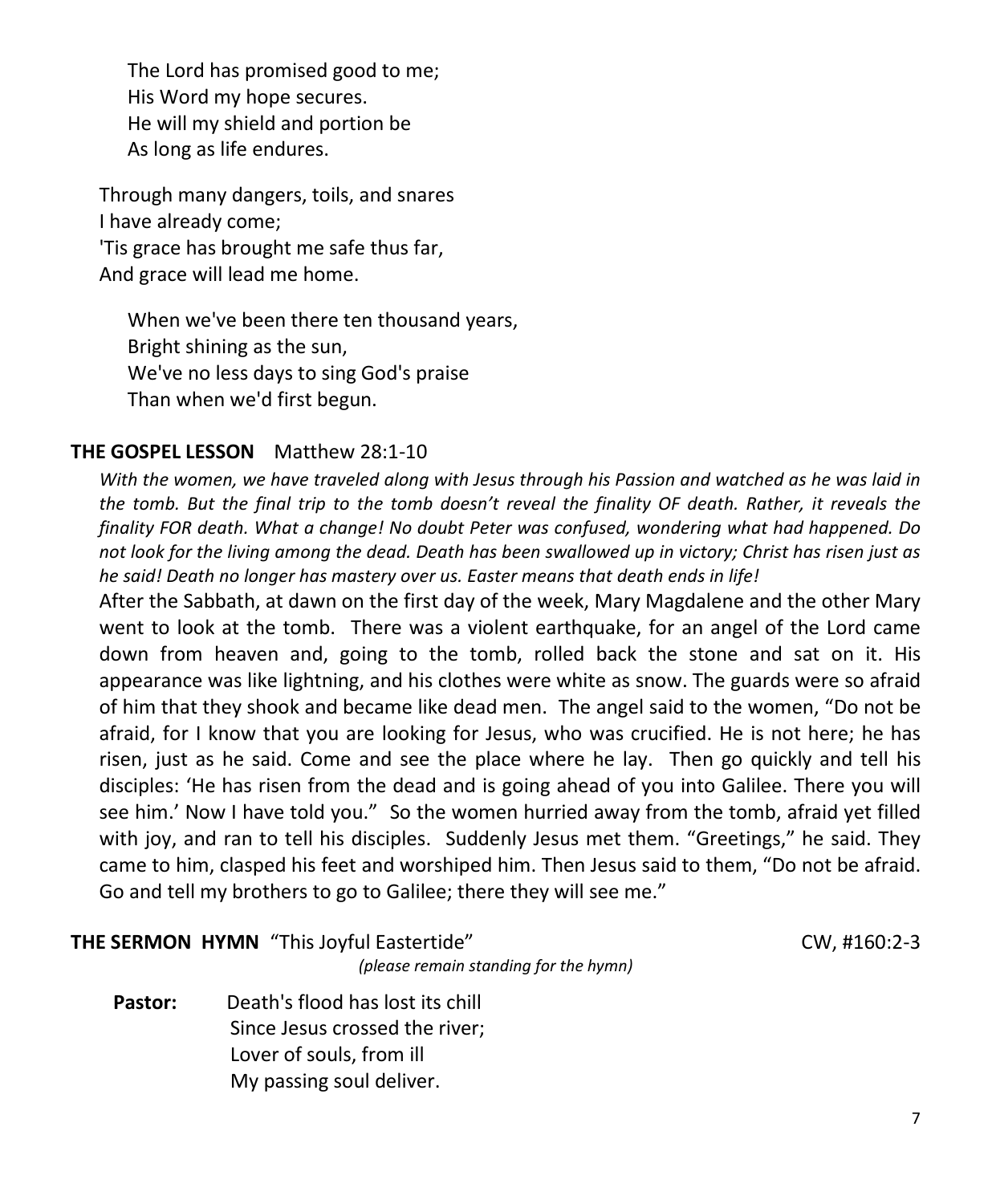The Lord has promised good to me;
His Word my hope secures.
He will my shield and portion be
As long as life endures.

Through many dangers, toils, and snares
I have already come;
'Tis grace has brought me safe thus far,
And grace will lead me home.

When we've been there ten thousand years,
Bright shining as the sun,
We've no less days to sing God's praise
Than when we'd first begun.

**THE GOSPEL LESSON** Matthew 28:1-10

*With the women, we have traveled along with Jesus through his Passion and watched as he was laid in the tomb. But the final trip to the tomb doesn't reveal the finality OF death. Rather, it reveals the finality FOR death. What a change! No doubt Peter was confused, wondering what had happened. Do not look for the living among the dead. Death has been swallowed up in victory; Christ has risen just as he said! Death no longer has mastery over us. Easter means that death ends in life!*

After the Sabbath, at dawn on the first day of the week, Mary Magdalene and the other Mary went to look at the tomb. There was a violent earthquake, for an angel of the Lord came down from heaven and, going to the tomb, rolled back the stone and sat on it. His appearance was like lightning, and his clothes were white as snow. The guards were so afraid of him that they shook and became like dead men. The angel said to the women, "Do not be afraid, for I know that you are looking for Jesus, who was crucified. He is not here; he has risen, just as he said. Come and see the place where he lay. Then go quickly and tell his disciples: 'He has risen from the dead and is going ahead of you into Galilee. There you will see him.' Now I have told you." So the women hurried away from the tomb, afraid yet filled with joy, and ran to tell his disciples. Suddenly Jesus met them. "Greetings," he said. They came to him, clasped his feet and worshiped him. Then Jesus said to them, "Do not be afraid. Go and tell my brothers to go to Galilee; there they will see me."

**THE SERMON HYMN** "This Joyful Eastertide" CW, #160:2-3

*(please remain standing for the hymn)*

**Pastor:** Death's flood has lost its chill
Since Jesus crossed the river;
Lover of souls, from ill
My passing soul deliver.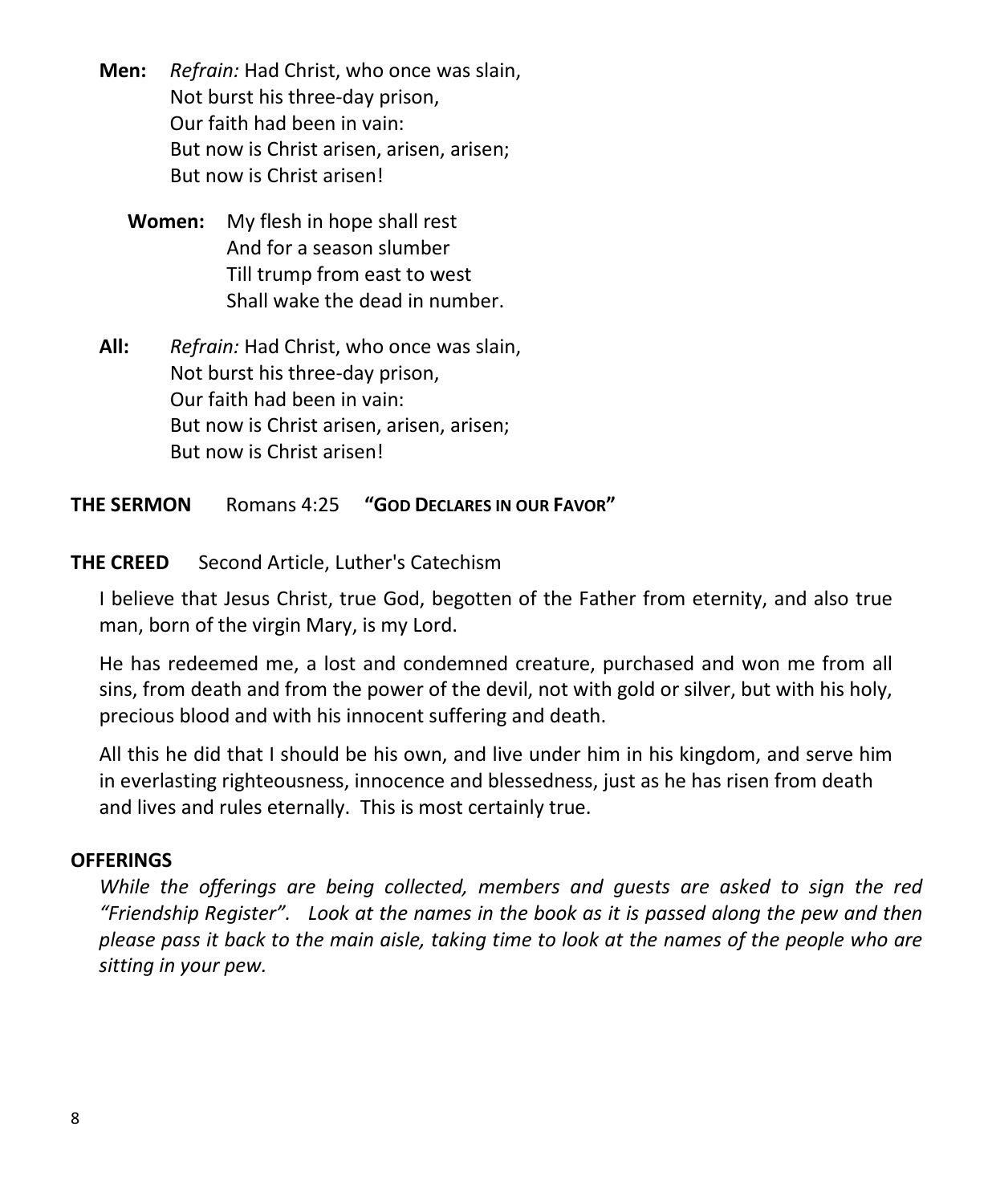**Men:** *Refrain:* Had Christ, who once was slain,
Not burst his three-day prison,
Our faith had been in vain:
But now is Christ arisen, arisen, arisen;
But now is Christ arisen!

**Women:** My flesh in hope shall rest
And for a season slumber
Till trump from east to west
Shall wake the dead in number.

**All:** *Refrain:* Had Christ, who once was slain,
Not burst his three-day prison,
Our faith had been in vain:
But now is Christ arisen, arisen, arisen;
But now is Christ arisen!

**THE SERMON** Romans 4:25 **"GOD DECLARES IN OUR FAVOR"**

**THE CREED** Second Article, Luther's Catechism

I believe that Jesus Christ, true God, begotten of the Father from eternity, and also true man, born of the virgin Mary, is my Lord.

He has redeemed me, a lost and condemned creature, purchased and won me from all sins, from death and from the power of the devil, not with gold or silver, but with his holy, precious blood and with his innocent suffering and death.

All this he did that I should be his own, and live under him in his kingdom, and serve him in everlasting righteousness, innocence and blessedness, just as he has risen from death and lives and rules eternally. This is most certainly true.

**OFFERINGS**

*While the offerings are being collected, members and guests are asked to sign the red "Friendship Register". Look at the names in the book as it is passed along the pew and then please pass it back to the main aisle, taking time to look at the names of the people who are sitting in your pew.*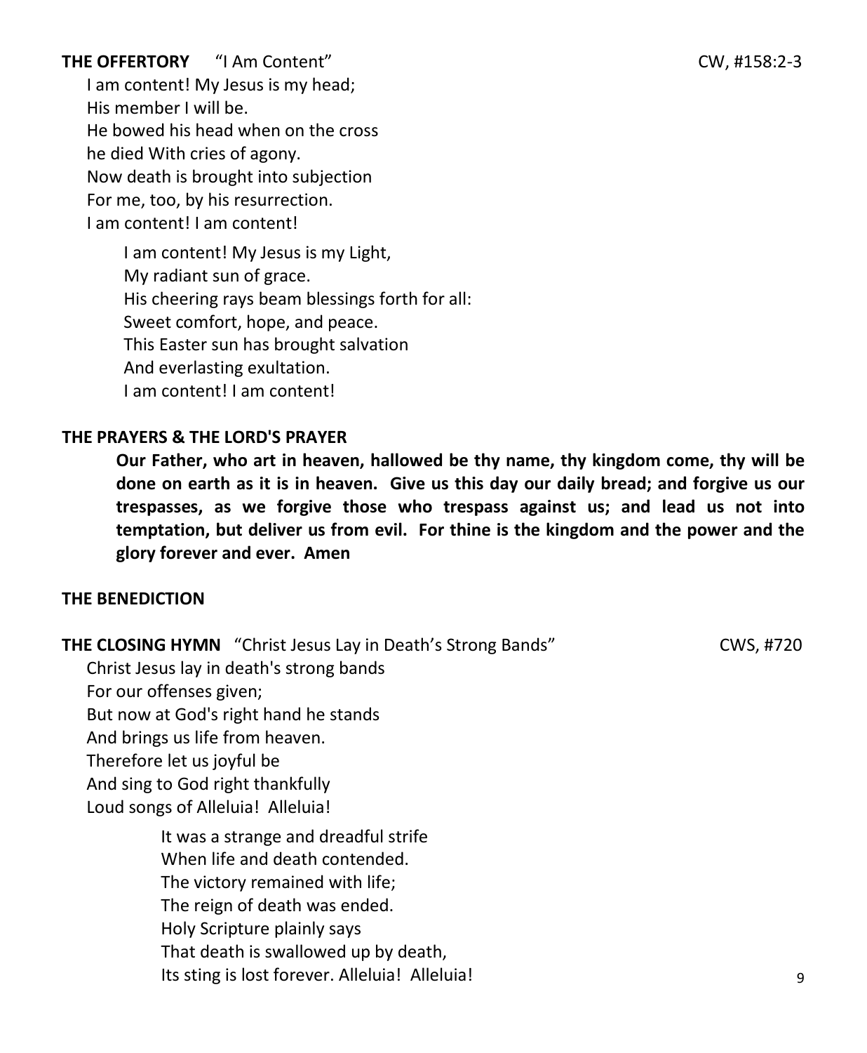**THE OFFERTORY** "I Am Content" CW, #158:2-3

I am content! My Jesus is my head;
His member I will be.
He bowed his head when on the cross
he died With cries of agony.
Now death is brought into subjection
For me, too, by his resurrection.
I am content! I am content!

I am content! My Jesus is my Light,
My radiant sun of grace.
His cheering rays beam blessings forth for all:
Sweet comfort, hope, and peace.
This Easter sun has brought salvation
And everlasting exultation.
I am content! I am content!

**THE PRAYERS & THE LORD'S PRAYER**

**Our Father, who art in heaven, hallowed be thy name, thy kingdom come, thy will be done on earth as it is in heaven. Give us this day our daily bread; and forgive us our trespasses, as we forgive those who trespass against us; and lead us not into temptation, but deliver us from evil. For thine is the kingdom and the power and the glory forever and ever. Amen**

**THE BENEDICTION**

**THE CLOSING HYMN** "Christ Jesus Lay in Death's Strong Bands" CWS, #720

Christ Jesus lay in death's strong bands
For our offenses given;
But now at God's right hand he stands
And brings us life from heaven.
Therefore let us joyful be
And sing to God right thankfully
Loud songs of Alleluia! Alleluia!

It was a strange and dreadful strife
When life and death contended.
The victory remained with life;
The reign of death was ended.
Holy Scripture plainly says
That death is swallowed up by death,
Its sting is lost forever. Alleluia! Alleluia!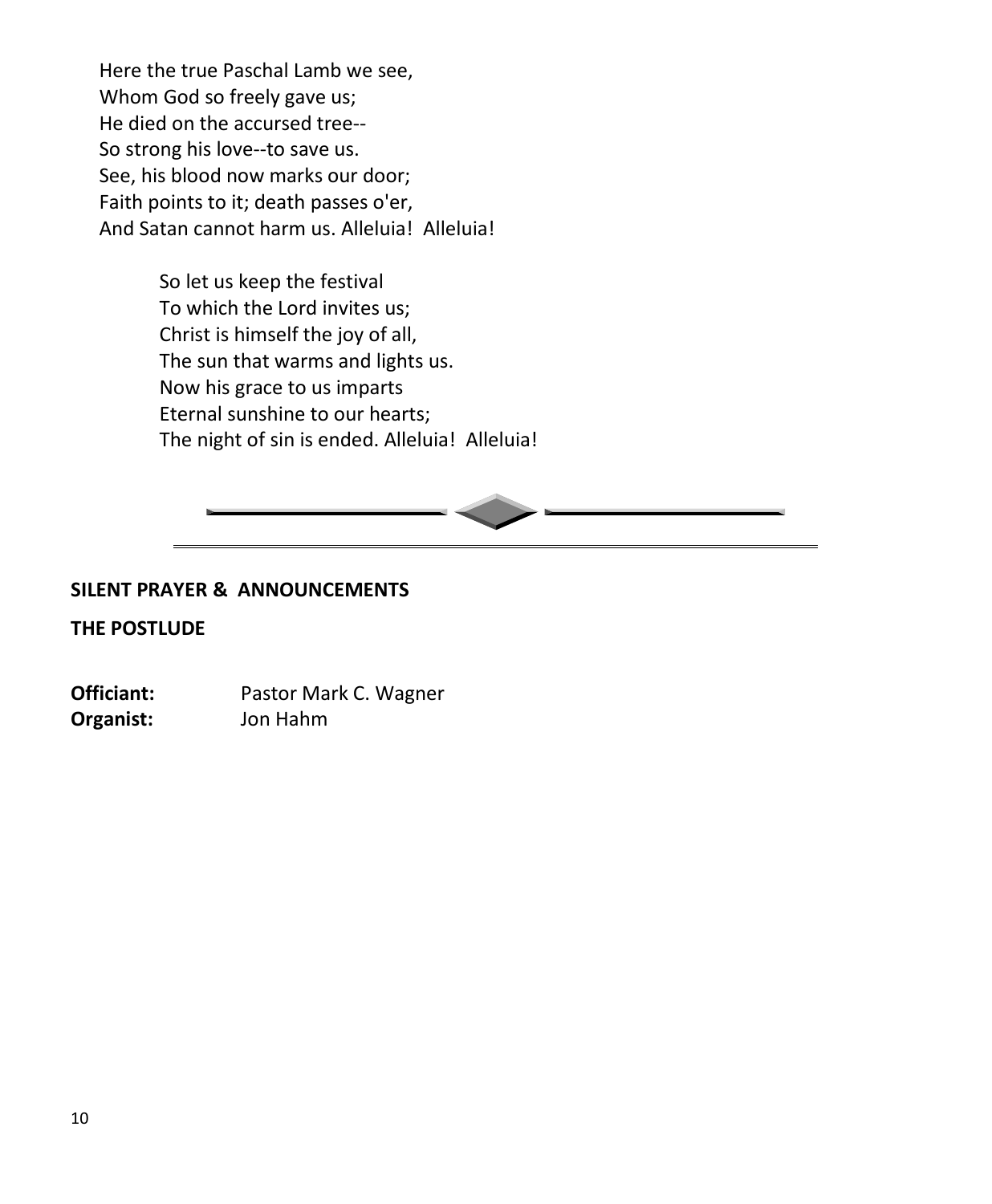Here the true Paschal Lamb we see,
Whom God so freely gave us;
He died on the accursed tree--
So strong his love--to save us.
See, his blood now marks our door;
Faith points to it; death passes o'er,
And Satan cannot harm us. Alleluia!  Alleluia!

So let us keep the festival
To which the Lord invites us;
Christ is himself the joy of all,
The sun that warms and lights us.
Now his grace to us imparts
Eternal sunshine to our hearts;
The night of sin is ended. Alleluia!  Alleluia!

---

**SILENT PRAYER & ANNOUNCEMENTS**

**THE POSTLUDE**

**Officiant:** Pastor Mark C. Wagner
**Organist:** Jon Hahm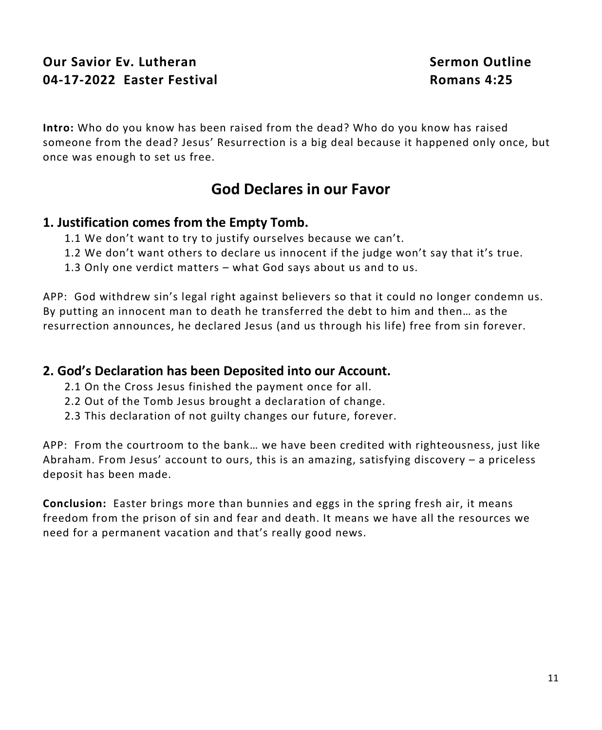**Our Savior Ev. Lutheran** **Sermon Outline**
**04-17-2022 Easter Festival** **Romans 4:25**

**Intro:** Who do you know has been raised from the dead? Who do you know has raised someone from the dead? Jesus' Resurrection is a big deal because it happened only once, but once was enough to set us free.

# God Declares in our Favor

## 1. Justification comes from the Empty Tomb.

1.1 We don't want to try to justify ourselves because we can't.
1.2 We don't want others to declare us innocent if the judge won't say that it's true.
1.3 Only one verdict matters – what God says about us and to us.

APP: God withdrew sin's legal right against believers so that it could no longer condemn us. By putting an innocent man to death he transferred the debt to him and then… as the resurrection announces, he declared Jesus (and us through his life) free from sin forever.

## 2. God's Declaration has been Deposited into our Account.

2.1 On the Cross Jesus finished the payment once for all.
2.2 Out of the Tomb Jesus brought a declaration of change.
2.3 This declaration of not guilty changes our future, forever.

APP: From the courtroom to the bank… we have been credited with righteousness, just like Abraham. From Jesus' account to ours, this is an amazing, satisfying discovery – a priceless deposit has been made.

**Conclusion:** Easter brings more than bunnies and eggs in the spring fresh air, it means freedom from the prison of sin and fear and death. It means we have all the resources we need for a permanent vacation and that's really good news.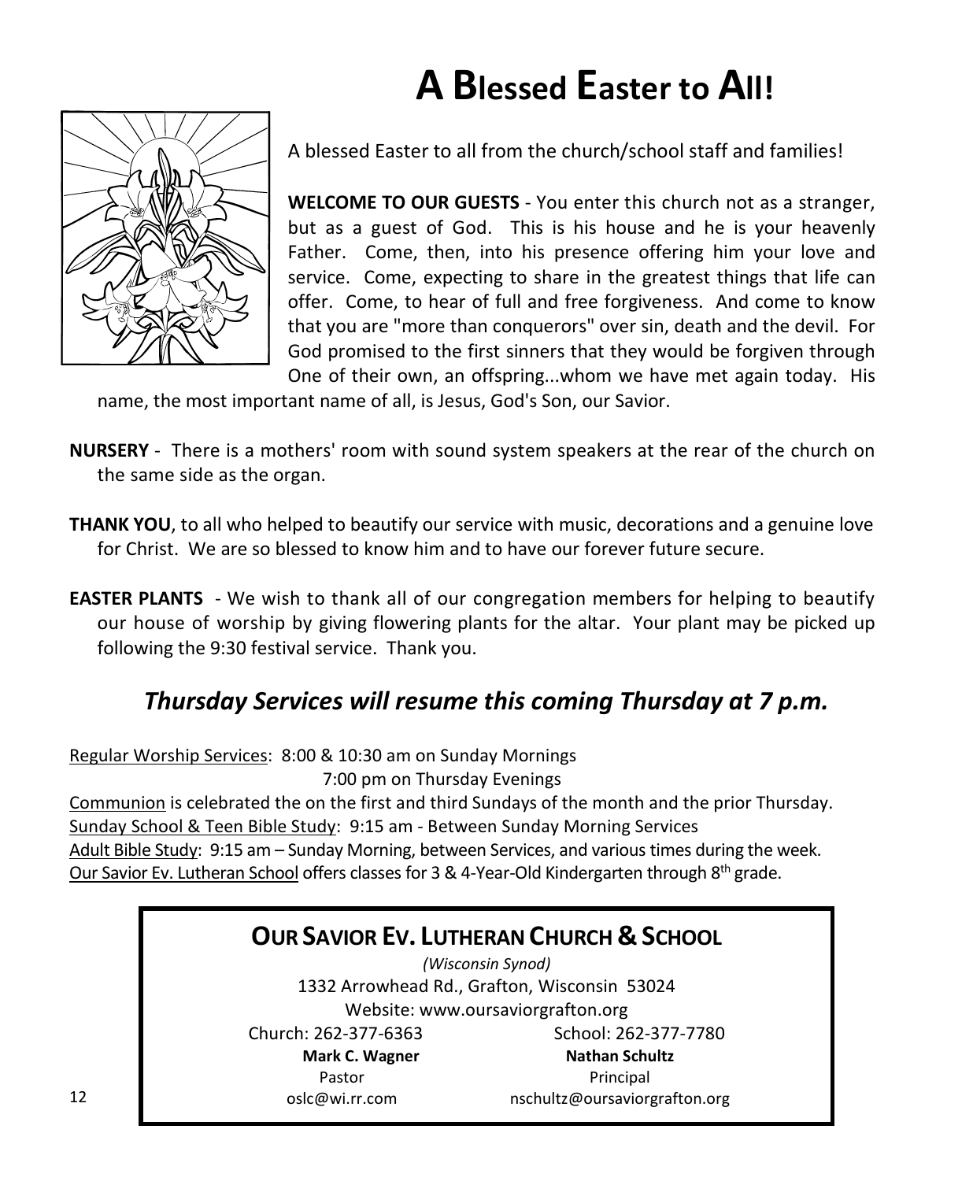# A Blessed Easter to All!

A blessed Easter to all from the church/school staff and families!

**WELCOME TO OUR GUESTS** - You enter this church not as a stranger, but as a guest of God. This is his house and he is your heavenly Father. Come, then, into his presence offering him your love and service. Come, expecting to share in the greatest things that life can offer. Come, to hear of full and free forgiveness. And come to know that you are "more than conquerors" over sin, death and the devil. For God promised to the first sinners that they would be forgiven through One of their own, an offspring...whom we have met again today. His name, the most important name of all, is Jesus, God's Son, our Savior.

**NURSERY** - There is a mothers' room with sound system speakers at the rear of the church on the same side as the organ.

**THANK YOU**, to all who helped to beautify our service with music, decorations and a genuine love for Christ. We are so blessed to know him and to have our forever future secure.

**EASTER PLANTS** - We wish to thank all of our congregation members for helping to beautify our house of worship by giving flowering plants for the altar. Your plant may be picked up following the 9:30 festival service. Thank you.

## *Thursday Services will resume this coming Thursday at 7 p.m.*

Regular Worship Services: 8:00 & 10:30 am on Sunday Mornings
7:00 pm on Thursday Evenings

Communion is celebrated the on the first and third Sundays of the month and the prior Thursday.

Sunday School & Teen Bible Study: 9:15 am - Between Sunday Morning Services

Adult Bible Study: 9:15 am – Sunday Morning, between Services, and various times during the week.

Our Savior Ev. Lutheran School offers classes for 3 & 4-Year-Old Kindergarten through 8th grade.

**OUR SAVIOR EV. LUTHERAN CHURCH & SCHOOL**

*(Wisconsin Synod)*

1332 Arrowhead Rd., Grafton, Wisconsin 53024

Website: www.oursaviorgrafton.org

Church: 262-377-6363 School: 262-377-7780

**Mark C. Wagner**
Pastor
oslc@wi.rr.com

**Nathan Schultz**
Principal
nschultz@oursaviorgrafton.org